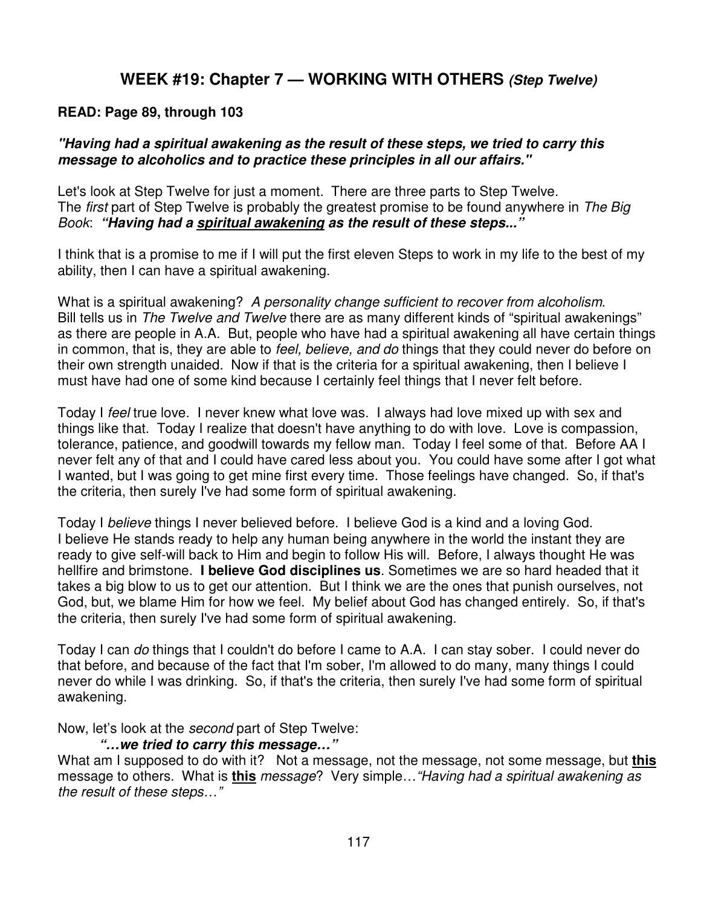## WEEK #19: Chapter 7 — WORKING WITH OTHERS *(Step Twelve)*

**READ: Page 89, through 103**

***"Having had a spiritual awakening as the result of these steps, we tried to carry this message to alcoholics and to practice these principles in all our affairs."***

Let's look at Step Twelve for just a moment. There are three parts to Step Twelve. The *first* part of Step Twelve is probably the greatest promise to be found anywhere in *The Big Book*: ***"Having had a <u>spiritual awakening</u> as the result of these steps..."***

I think that is a promise to me if I will put the first eleven Steps to work in my life to the best of my ability, then I can have a spiritual awakening.

What is a spiritual awakening? *A personality change sufficient to recover from alcoholism*. Bill tells us in *The Twelve and Twelve* there are as many different kinds of "spiritual awakenings" as there are people in A.A. But, people who have had a spiritual awakening all have certain things in common, that is, they are able to *feel, believe, and do* things that they could never do before on their own strength unaided. Now if that is the criteria for a spiritual awakening, then I believe I must have had one of some kind because I certainly feel things that I never felt before.

Today I *feel* true love. I never knew what love was. I always had love mixed up with sex and things like that. Today I realize that doesn't have anything to do with love. Love is compassion, tolerance, patience, and goodwill towards my fellow man. Today I feel some of that. Before AA I never felt any of that and I could have cared less about you. You could have some after I got what I wanted, but I was going to get mine first every time. Those feelings have changed. So, if that's the criteria, then surely I've had some form of spiritual awakening.

Today I *believe* things I never believed before. I believe God is a kind and a loving God. I believe He stands ready to help any human being anywhere in the world the instant they are ready to give self-will back to Him and begin to follow His will. Before, I always thought He was hellfire and brimstone. **I believe God disciplines us**. Sometimes we are so hard headed that it takes a big blow to us to get our attention. But I think we are the ones that punish ourselves, not God, but, we blame Him for how we feel. My belief about God has changed entirely. So, if that's the criteria, then surely I've had some form of spiritual awakening.

Today I can *do* things that I couldn't do before I came to A.A. I can stay sober. I could never do that before, and because of the fact that I'm sober, I'm allowed to do many, many things I could never do while I was drinking. So, if that's the criteria, then surely I've had some form of spiritual awakening.

Now, let's look at the *second* part of Step Twelve:

***"…we tried to carry this message…"***

What am I supposed to do with it? Not a message, not the message, not some message, but **<u>this</u>** message to others. What is **<u>this</u>** *message*? Very simple…*"Having had a spiritual awakening as the result of these steps…"*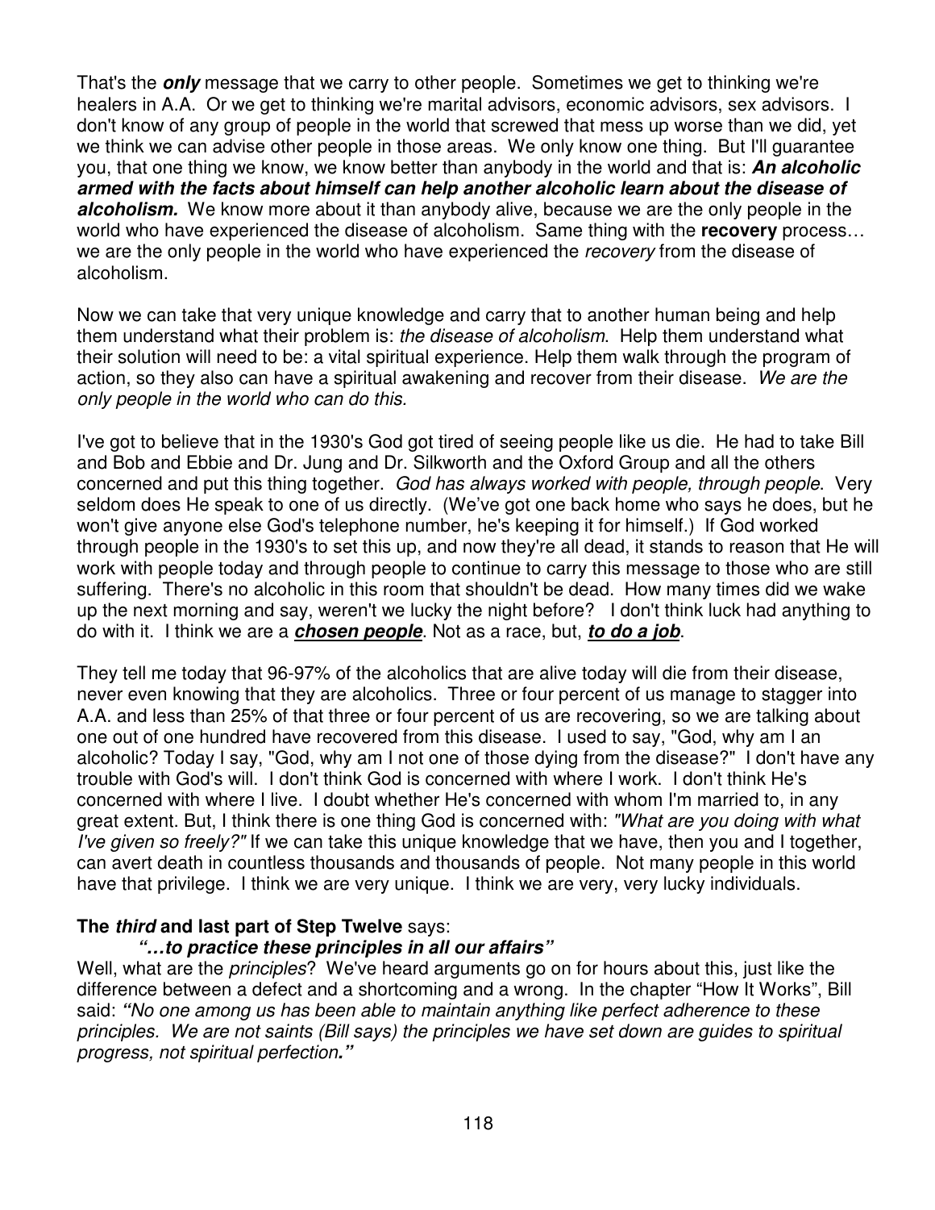That's the ***only*** message that we carry to other people. Sometimes we get to thinking we're healers in A.A. Or we get to thinking we're marital advisors, economic advisors, sex advisors. I don't know of any group of people in the world that screwed that mess up worse than we did, yet we think we can advise other people in those areas. We only know one thing. But I'll guarantee you, that one thing we know, we know better than anybody in the world and that is: ***An alcoholic armed with the facts about himself can help another alcoholic learn about the disease of alcoholism.*** We know more about it than anybody alive, because we are the only people in the world who have experienced the disease of alcoholism. Same thing with the **recovery** process… we are the only people in the world who have experienced the *recovery* from the disease of alcoholism.

Now we can take that very unique knowledge and carry that to another human being and help them understand what their problem is: *the disease of alcoholism*. Help them understand what their solution will need to be: a vital spiritual experience. Help them walk through the program of action, so they also can have a spiritual awakening and recover from their disease. *We are the only people in the world who can do this.*

I've got to believe that in the 1930's God got tired of seeing people like us die. He had to take Bill and Bob and Ebbie and Dr. Jung and Dr. Silkworth and the Oxford Group and all the others concerned and put this thing together. *God has always worked with people, through people*. Very seldom does He speak to one of us directly. (We've got one back home who says he does, but he won't give anyone else God's telephone number, he's keeping it for himself.) If God worked through people in the 1930's to set this up, and now they're all dead, it stands to reason that He will work with people today and through people to continue to carry this message to those who are still suffering. There's no alcoholic in this room that shouldn't be dead. How many times did we wake up the next morning and say, weren't we lucky the night before? I don't think luck had anything to do with it. I think we are a ***<u>chosen people</u>***. Not as a race, but, ***<u>to do a job</u>***.

They tell me today that 96-97% of the alcoholics that are alive today will die from their disease, never even knowing that they are alcoholics. Three or four percent of us manage to stagger into A.A. and less than 25% of that three or four percent of us are recovering, so we are talking about one out of one hundred have recovered from this disease. I used to say, "God, why am I an alcoholic? Today I say, "God, why am I not one of those dying from the disease?" I don't have any trouble with God's will. I don't think God is concerned with where I work. I don't think He's concerned with where I live. I doubt whether He's concerned with whom I'm married to, in any great extent. But, I think there is one thing God is concerned with: *"What are you doing with what I've given so freely?"* If we can take this unique knowledge that we have, then you and I together, can avert death in countless thousands and thousands of people. Not many people in this world have that privilege. I think we are very unique. I think we are very, very lucky individuals.

**The *third* and last part of Step Twelve** says:

> ***"…to practice these principles in all our affairs"***

Well, what are the *principles*? We've heard arguments go on for hours about this, just like the difference between a defect and a shortcoming and a wrong. In the chapter "How It Works", Bill said: ***"****No one among us has been able to maintain anything like perfect adherence to these principles. We are not saints (Bill says) the principles we have set down are guides to spiritual progress, not spiritual perfection****."***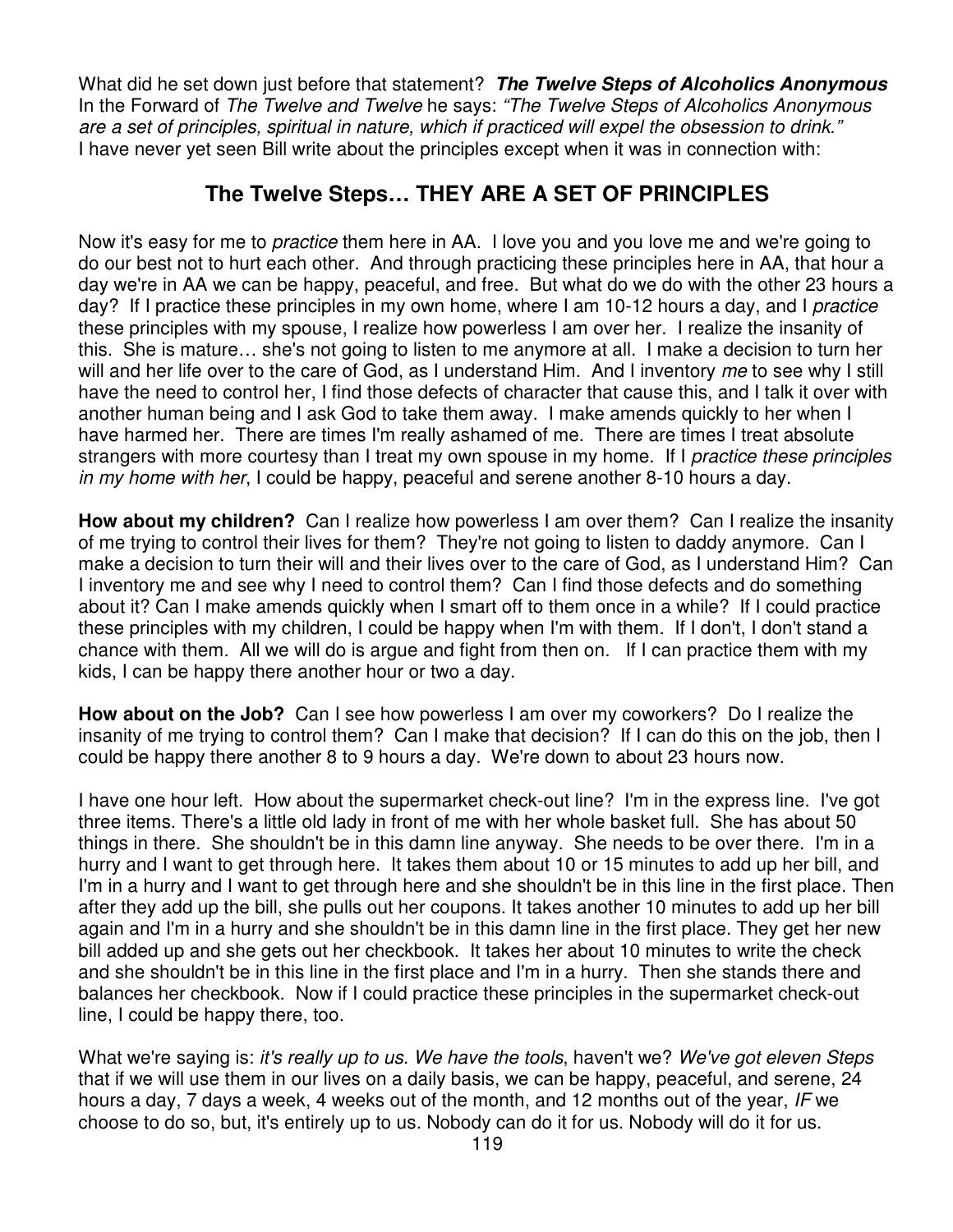What did he set down just before that statement? ***The Twelve Steps of Alcoholics Anonymous*** In the Forward of *The Twelve and Twelve* he says: *"The Twelve Steps of Alcoholics Anonymous are a set of principles, spiritual in nature, which if practiced will expel the obsession to drink."* I have never yet seen Bill write about the principles except when it was in connection with:

## The Twelve Steps… THEY ARE A SET OF PRINCIPLES

Now it's easy for me to *practice* them here in AA. I love you and you love me and we're going to do our best not to hurt each other. And through practicing these principles here in AA, that hour a day we're in AA we can be happy, peaceful, and free. But what do we do with the other 23 hours a day? If I practice these principles in my own home, where I am 10-12 hours a day, and I *practice* these principles with my spouse, I realize how powerless I am over her. I realize the insanity of this. She is mature… she's not going to listen to me anymore at all. I make a decision to turn her will and her life over to the care of God, as I understand Him. And I inventory *me* to see why I still have the need to control her, I find those defects of character that cause this, and I talk it over with another human being and I ask God to take them away. I make amends quickly to her when I have harmed her. There are times I'm really ashamed of me. There are times I treat absolute strangers with more courtesy than I treat my own spouse in my home. If I *practice these principles in my home with her*, I could be happy, peaceful and serene another 8-10 hours a day.

**How about my children?** Can I realize how powerless I am over them? Can I realize the insanity of me trying to control their lives for them? They're not going to listen to daddy anymore. Can I make a decision to turn their will and their lives over to the care of God, as I understand Him? Can I inventory me and see why I need to control them? Can I find those defects and do something about it? Can I make amends quickly when I smart off to them once in a while? If I could practice these principles with my children, I could be happy when I'm with them. If I don't, I don't stand a chance with them. All we will do is argue and fight from then on. If I can practice them with my kids, I can be happy there another hour or two a day.

**How about on the Job?** Can I see how powerless I am over my coworkers? Do I realize the insanity of me trying to control them? Can I make that decision? If I can do this on the job, then I could be happy there another 8 to 9 hours a day. We're down to about 23 hours now.

I have one hour left. How about the supermarket check-out line? I'm in the express line. I've got three items. There's a little old lady in front of me with her whole basket full. She has about 50 things in there. She shouldn't be in this damn line anyway. She needs to be over there. I'm in a hurry and I want to get through here. It takes them about 10 or 15 minutes to add up her bill, and I'm in a hurry and I want to get through here and she shouldn't be in this line in the first place. Then after they add up the bill, she pulls out her coupons. It takes another 10 minutes to add up her bill again and I'm in a hurry and she shouldn't be in this damn line in the first place. They get her new bill added up and she gets out her checkbook. It takes her about 10 minutes to write the check and she shouldn't be in this line in the first place and I'm in a hurry. Then she stands there and balances her checkbook. Now if I could practice these principles in the supermarket check-out line, I could be happy there, too.

What we're saying is: *it's really up to us. We have the tools*, haven't we? *We've got eleven Steps* that if we will use them in our lives on a daily basis, we can be happy, peaceful, and serene, 24 hours a day, 7 days a week, 4 weeks out of the month, and 12 months out of the year, *IF* we choose to do so, but, it's entirely up to us. Nobody can do it for us. Nobody will do it for us.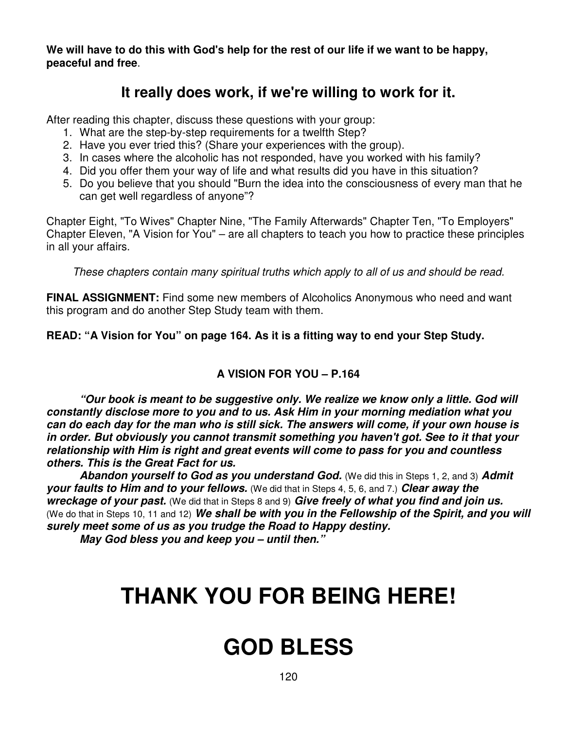**We will have to do this with God's help for the rest of our life if we want to be happy, peaceful and free**.

## It really does work, if we're willing to work for it.

After reading this chapter, discuss these questions with your group:

1. What are the step-by-step requirements for a twelfth Step?
2. Have you ever tried this? (Share your experiences with the group).
3. In cases where the alcoholic has not responded, have you worked with his family?
4. Did you offer them your way of life and what results did you have in this situation?
5. Do you believe that you should "Burn the idea into the consciousness of every man that he can get well regardless of anyone"?

Chapter Eight, "To Wives" Chapter Nine, "The Family Afterwards" Chapter Ten, "To Employers" Chapter Eleven, "A Vision for You" – are all chapters to teach you how to practice these principles in all your affairs.

*These chapters contain many spiritual truths which apply to all of us and should be read.*

**FINAL ASSIGNMENT:** Find some new members of Alcoholics Anonymous who need and want this program and do another Step Study team with them.

**READ: "A Vision for You" on page 164. As it is a fitting way to end your Step Study.**

**A VISION FOR YOU – P.164**

***"Our book is meant to be suggestive only. We realize we know only a little. God will constantly disclose more to you and to us. Ask Him in your morning mediation what you can do each day for the man who is still sick. The answers will come, if your own house is in order. But obviously you cannot transmit something you haven't got. See to it that your relationship with Him is right and great events will come to pass for you and countless others. This is the Great Fact for us.***

***Abandon yourself to God as you understand God.*** (We did this in Steps 1, 2, and 3) ***Admit your faults to Him and to your fellows.*** (We did that in Steps 4, 5, 6, and 7.) ***Clear away the wreckage of your past.*** (We did that in Steps 8 and 9) ***Give freely of what you find and join us.*** (We do that in Steps 10, 11 and 12) ***We shall be with you in the Fellowship of the Spirit, and you will surely meet some of us as you trudge the Road to Happy destiny.***

***May God bless you and keep you – until then."***

# THANK YOU FOR BEING HERE!

# GOD BLESS